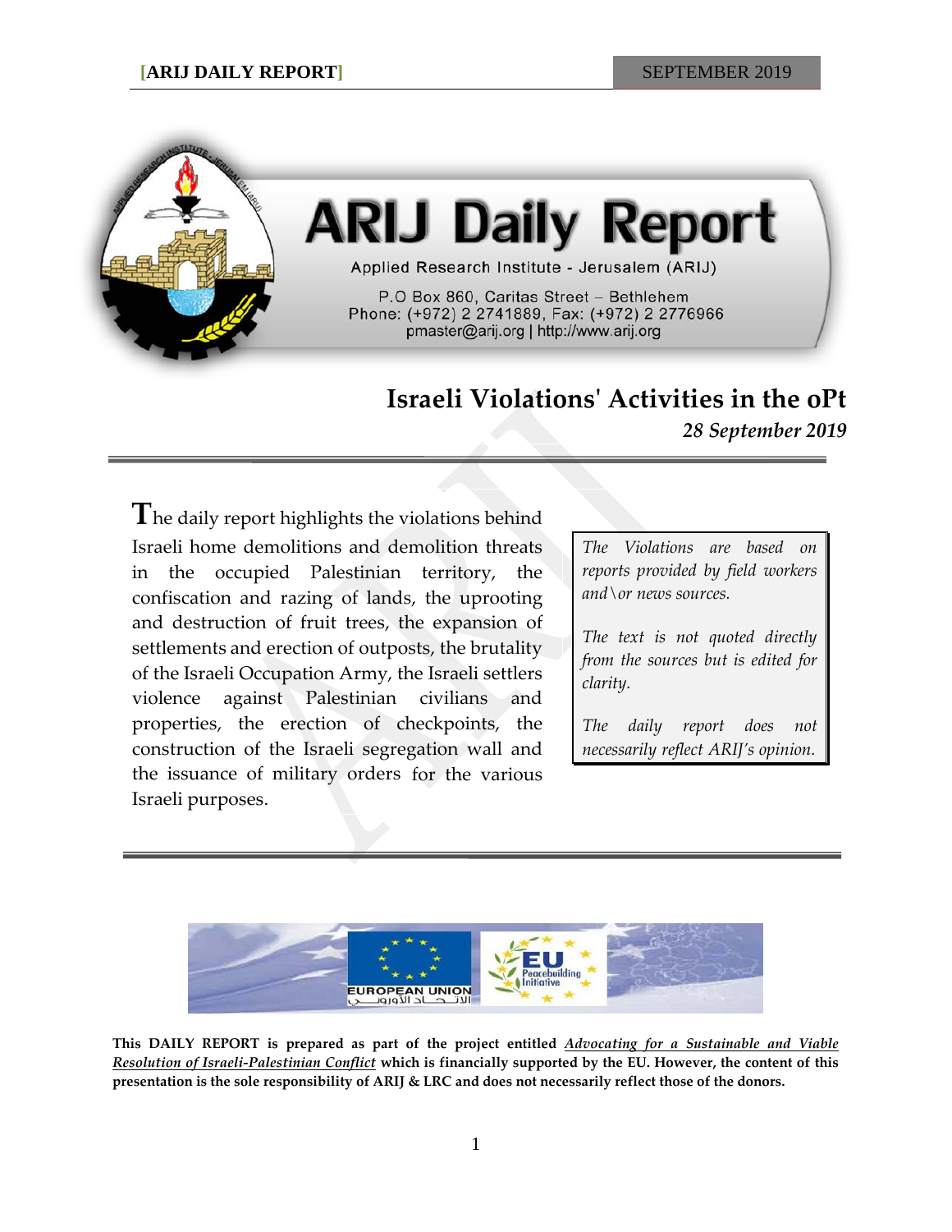# ARIJ Daily Report

Applied Research Institute - Jerusalem (ARIJ)

P.O Box 860, Caritas Street – Bethlehem
Phone: (+972) 2 2741889, Fax: (+972) 2 2776966
pmaster@arij.org | http://www.arij.org

## Israeli Violations' Activities in the oPt

*28 September 2019*

The daily report highlights the violations behind Israeli home demolitions and demolition threats in the occupied Palestinian territory, the confiscation and razing of lands, the uprooting and destruction of fruit trees, the expansion of settlements and erection of outposts, the brutality of the Israeli Occupation Army, the Israeli settlers violence against Palestinian civilians and properties, the erection of checkpoints, the construction of the Israeli segregation wall and the issuance of military orders for the various Israeli purposes.

*The Violations are based on reports provided by field workers and\or news sources.*

*The text is not quoted directly from the sources but is edited for clarity.*

*The daily report does not necessarily reflect ARIJ's opinion.*

EUROPEAN UNION الاتحاد الأوروبي

EU Peacebuilding Initiative

**This DAILY REPORT is prepared as part of the project entitled *Advocating for a Sustainable and Viable Resolution of Israeli-Palestinian Conflict* which is financially supported by the EU. However, the content of this presentation is the sole responsibility of ARIJ & LRC and does not necessarily reflect those of the donors.**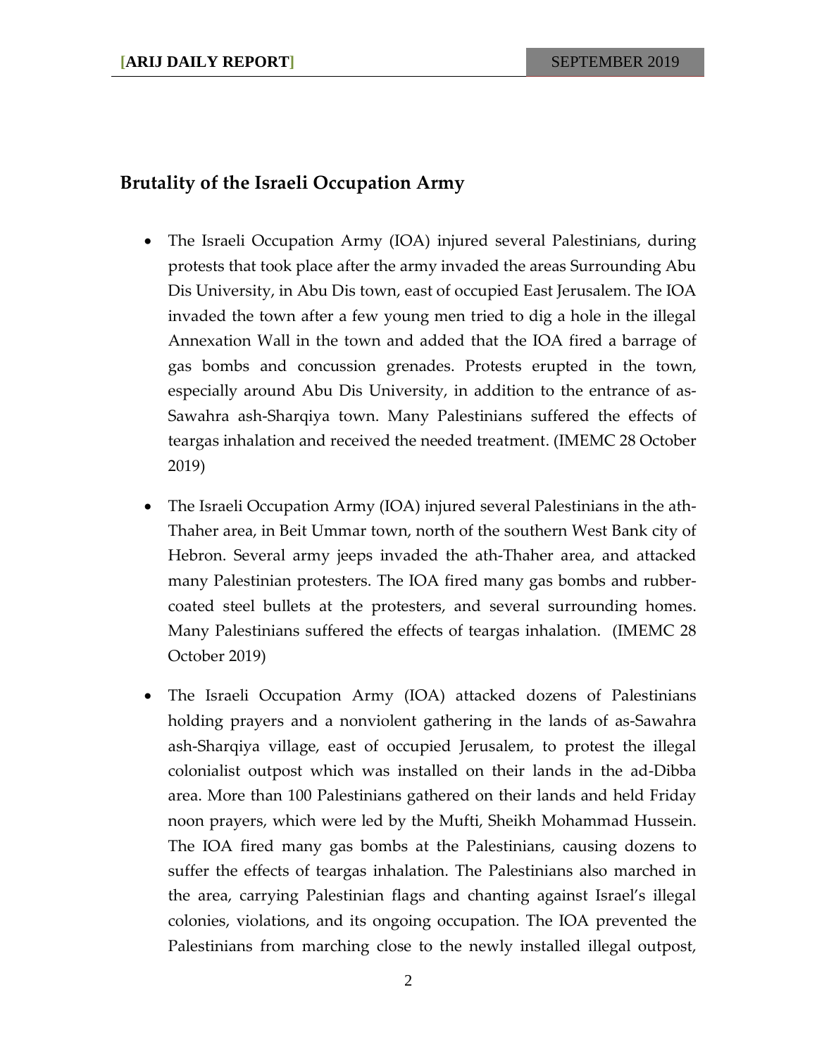## Brutality of the Israeli Occupation Army

- The Israeli Occupation Army (IOA) injured several Palestinians, during protests that took place after the army invaded the areas Surrounding Abu Dis University, in Abu Dis town, east of occupied East Jerusalem. The IOA invaded the town after a few young men tried to dig a hole in the illegal Annexation Wall in the town and added that the IOA fired a barrage of gas bombs and concussion grenades. Protests erupted in the town, especially around Abu Dis University, in addition to the entrance of as-Sawahra ash-Sharqiya town. Many Palestinians suffered the effects of teargas inhalation and received the needed treatment. (IMEMC 28 October 2019)

- The Israeli Occupation Army (IOA) injured several Palestinians in the ath-Thaher area, in Beit Ummar town, north of the southern West Bank city of Hebron. Several army jeeps invaded the ath-Thaher area, and attacked many Palestinian protesters. The IOA fired many gas bombs and rubber-coated steel bullets at the protesters, and several surrounding homes. Many Palestinians suffered the effects of teargas inhalation. (IMEMC 28 October 2019)

- The Israeli Occupation Army (IOA) attacked dozens of Palestinians holding prayers and a nonviolent gathering in the lands of as-Sawahra ash-Sharqiya village, east of occupied Jerusalem, to protest the illegal colonialist outpost which was installed on their lands in the ad-Dibba area. More than 100 Palestinians gathered on their lands and held Friday noon prayers, which were led by the Mufti, Sheikh Mohammad Hussein. The IOA fired many gas bombs at the Palestinians, causing dozens to suffer the effects of teargas inhalation. The Palestinians also marched in the area, carrying Palestinian flags and chanting against Israel's illegal colonies, violations, and its ongoing occupation. The IOA prevented the Palestinians from marching close to the newly installed illegal outpost,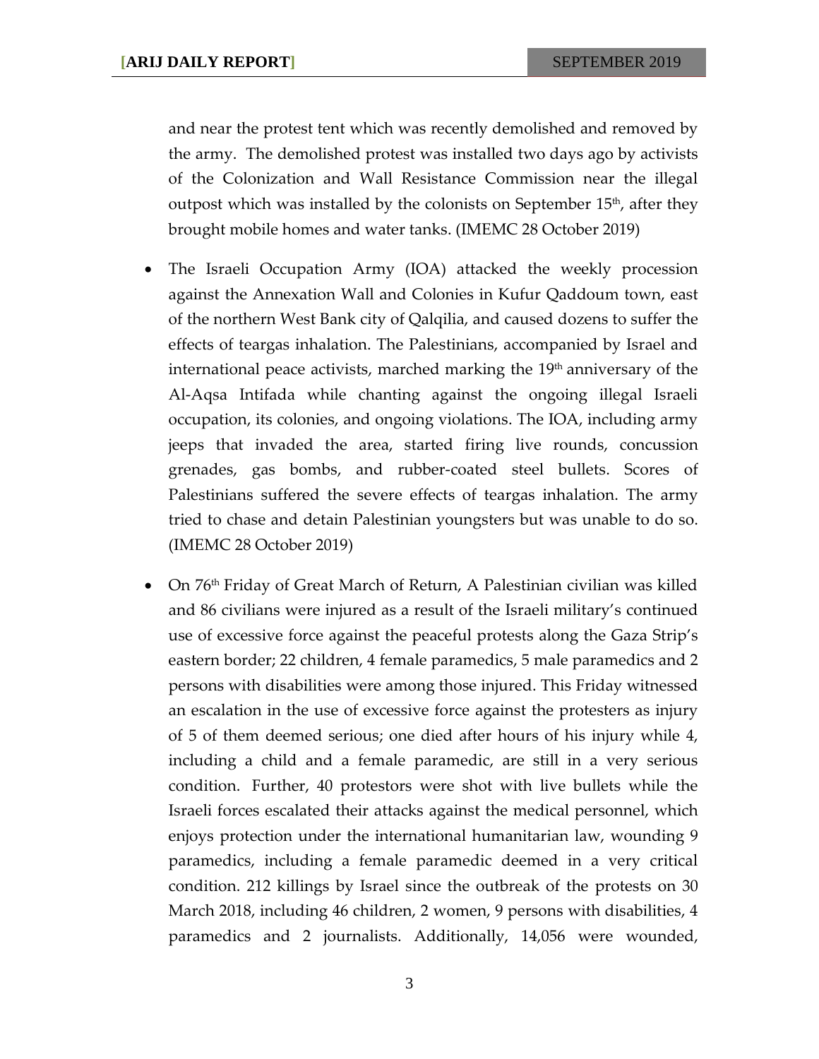and near the protest tent which was recently demolished and removed by the army. The demolished protest was installed two days ago by activists of the Colonization and Wall Resistance Commission near the illegal outpost which was installed by the colonists on September 15th, after they brought mobile homes and water tanks. (IMEMC 28 October 2019)

- The Israeli Occupation Army (IOA) attacked the weekly procession against the Annexation Wall and Colonies in Kufur Qaddoum town, east of the northern West Bank city of Qalqilia, and caused dozens to suffer the effects of teargas inhalation. The Palestinians, accompanied by Israel and international peace activists, marched marking the 19th anniversary of the Al-Aqsa Intifada while chanting against the ongoing illegal Israeli occupation, its colonies, and ongoing violations. The IOA, including army jeeps that invaded the area, started firing live rounds, concussion grenades, gas bombs, and rubber-coated steel bullets. Scores of Palestinians suffered the severe effects of teargas inhalation. The army tried to chase and detain Palestinian youngsters but was unable to do so. (IMEMC 28 October 2019)

- On 76th Friday of Great March of Return, A Palestinian civilian was killed and 86 civilians were injured as a result of the Israeli military's continued use of excessive force against the peaceful protests along the Gaza Strip's eastern border; 22 children, 4 female paramedics, 5 male paramedics and 2 persons with disabilities were among those injured. This Friday witnessed an escalation in the use of excessive force against the protesters as injury of 5 of them deemed serious; one died after hours of his injury while 4, including a child and a female paramedic, are still in a very serious condition. Further, 40 protestors were shot with live bullets while the Israeli forces escalated their attacks against the medical personnel, which enjoys protection under the international humanitarian law, wounding 9 paramedics, including a female paramedic deemed in a very critical condition. 212 killings by Israel since the outbreak of the protests on 30 March 2018, including 46 children, 2 women, 9 persons with disabilities, 4 paramedics and 2 journalists. Additionally, 14,056 were wounded,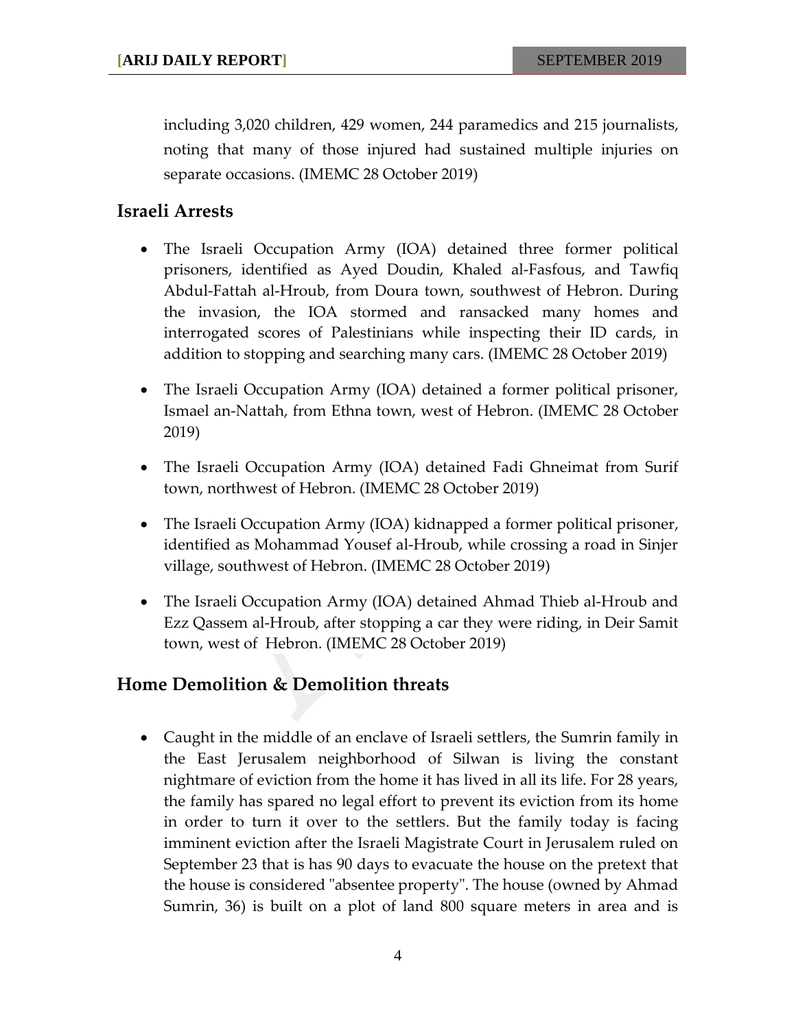including 3,020 children, 429 women, 244 paramedics and 215 journalists, noting that many of those injured had sustained multiple injuries on separate occasions. (IMEMC 28 October 2019)

## Israeli Arrests

- The Israeli Occupation Army (IOA) detained three former political prisoners, identified as Ayed Doudin, Khaled al-Fasfous, and Tawfiq Abdul-Fattah al-Hroub, from Doura town, southwest of Hebron. During the invasion, the IOA stormed and ransacked many homes and interrogated scores of Palestinians while inspecting their ID cards, in addition to stopping and searching many cars. (IMEMC 28 October 2019)

- The Israeli Occupation Army (IOA) detained a former political prisoner, Ismael an-Nattah, from Ethna town, west of Hebron. (IMEMC 28 October 2019)

- The Israeli Occupation Army (IOA) detained Fadi Ghneimat from Surif town, northwest of Hebron. (IMEMC 28 October 2019)

- The Israeli Occupation Army (IOA) kidnapped a former political prisoner, identified as Mohammad Yousef al-Hroub, while crossing a road in Sinjer village, southwest of Hebron. (IMEMC 28 October 2019)

- The Israeli Occupation Army (IOA) detained Ahmad Thieb al-Hroub and Ezz Qassem al-Hroub, after stopping a car they were riding, in Deir Samit town, west of Hebron. (IMEMC 28 October 2019)

## Home Demolition & Demolition threats

- Caught in the middle of an enclave of Israeli settlers, the Sumrin family in the East Jerusalem neighborhood of Silwan is living the constant nightmare of eviction from the home it has lived in all its life. For 28 years, the family has spared no legal effort to prevent its eviction from its home in order to turn it over to the settlers. But the family today is facing imminent eviction after the Israeli Magistrate Court in Jerusalem ruled on September 23 that is has 90 days to evacuate the house on the pretext that the house is considered "absentee property". The house (owned by Ahmad Sumrin, 36) is built on a plot of land 800 square meters in area and is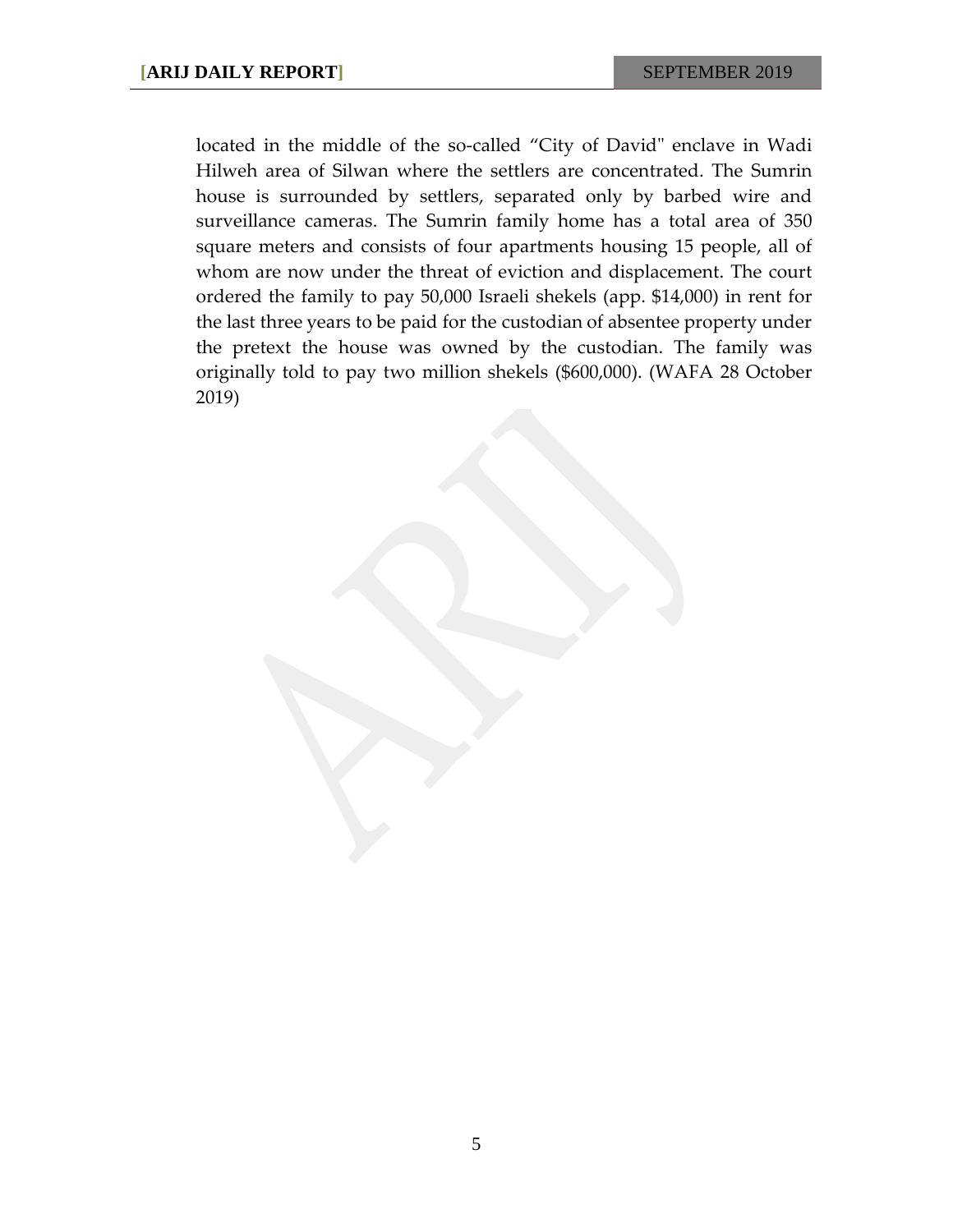located in the middle of the so-called "City of David" enclave in Wadi Hilweh area of Silwan where the settlers are concentrated. The Sumrin house is surrounded by settlers, separated only by barbed wire and surveillance cameras. The Sumrin family home has a total area of 350 square meters and consists of four apartments housing 15 people, all of whom are now under the threat of eviction and displacement. The court ordered the family to pay 50,000 Israeli shekels (app. $14,000) in rent for the last three years to be paid for the custodian of absentee property under the pretext the house was owned by the custodian. The family was originally told to pay two million shekels ($600,000). (WAFA 28 October 2019)